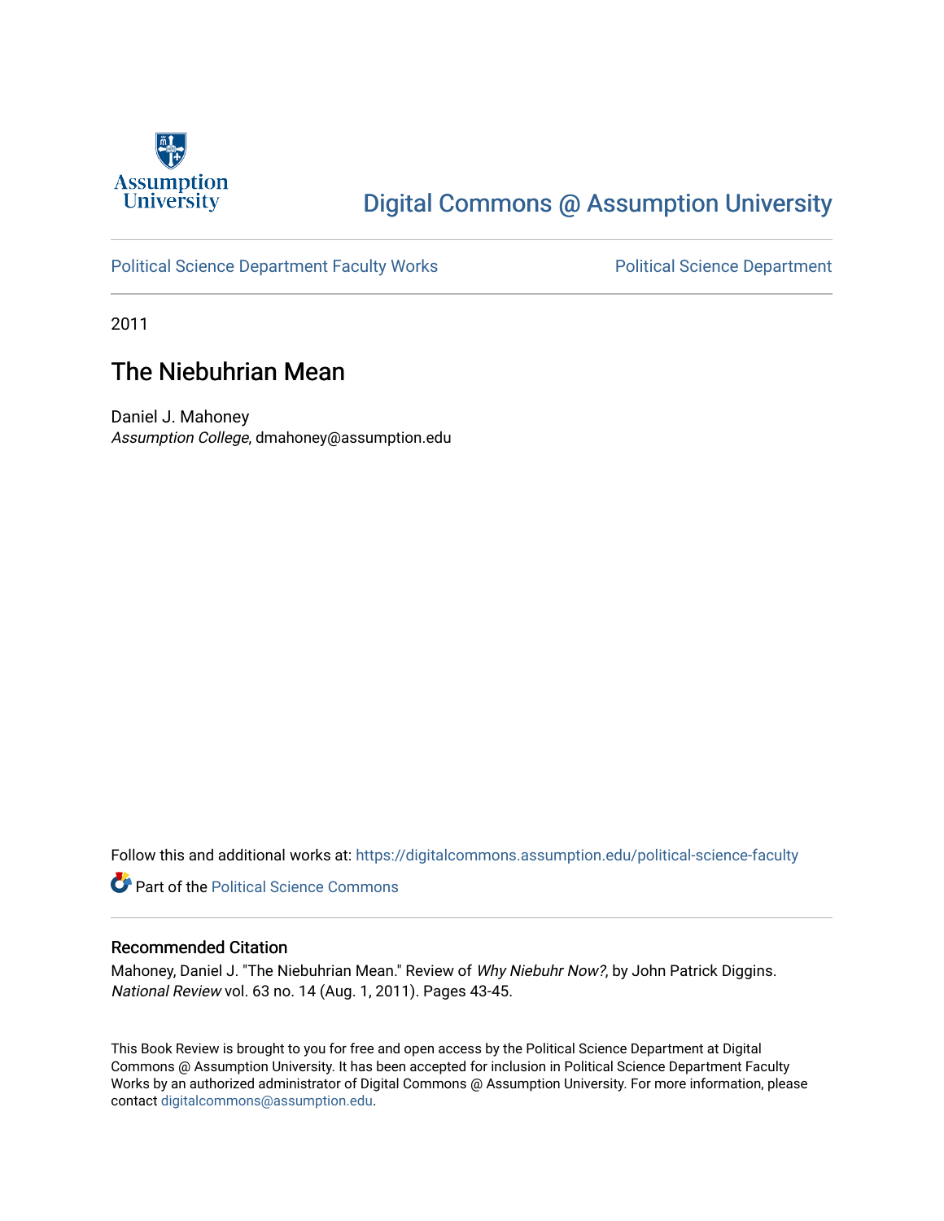Assumption University

Digital Commons @ Assumption University

Political Science Department Faculty Works

Political Science Department

2011

# The Niebuhrian Mean

Daniel J. Mahoney
*Assumption College*, dmahoney@assumption.edu

Follow this and additional works at: https://digitalcommons.assumption.edu/political-science-faculty

Part of the Political Science Commons

## Recommended Citation

Mahoney, Daniel J. "The Niebuhrian Mean." Review of *Why Niebuhr Now?*, by John Patrick Diggins. *National Review* vol. 63 no. 14 (Aug. 1, 2011). Pages 43-45.

This Book Review is brought to you for free and open access by the Political Science Department at Digital Commons @ Assumption University. It has been accepted for inclusion in Political Science Department Faculty Works by an authorized administrator of Digital Commons @ Assumption University. For more information, please contact digitalcommons@assumption.edu.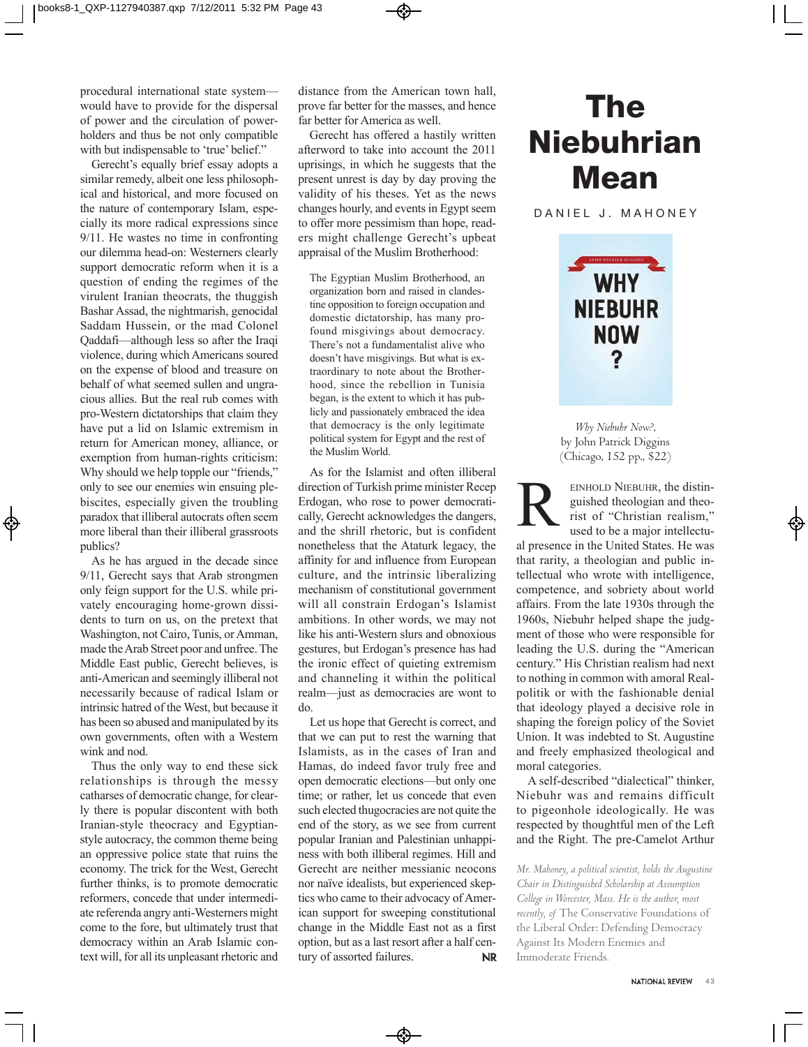procedural international state system—would have to provide for the dispersal of power and the circulation of power-holders and thus be not only compatible with but indispensable to 'true' belief."

Gerecht's equally brief essay adopts a similar remedy, albeit one less philosophical and historical, and more focused on the nature of contemporary Islam, especially its more radical expressions since 9/11. He wastes no time in confronting our dilemma head-on: Westerners clearly support democratic reform when it is a question of ending the regimes of the virulent Iranian theocrats, the thuggish Bashar Assad, the nightmarish, genocidal Saddam Hussein, or the mad Colonel Qaddafi—although less so after the Iraqi violence, during which Americans soured on the expense of blood and treasure on behalf of what seemed sullen and ungracious allies. But the real rub comes with pro-Western dictatorships that claim they have put a lid on Islamic extremism in return for American money, alliance, or exemption from human-rights criticism: Why should we help topple our "friends," only to see our enemies win ensuing plebiscites, especially given the troubling paradox that illiberal autocrats often seem more liberal than their illiberal grassroots publics?

As he has argued in the decade since 9/11, Gerecht says that Arab strongmen only feign support for the U.S. while privately encouraging home-grown dissidents to turn on us, on the pretext that Washington, not Cairo, Tunis, or Amman, made the Arab Street poor and unfree. The Middle East public, Gerecht believes, is anti-American and seemingly illiberal not necessarily because of radical Islam or intrinsic hatred of the West, but because it has been so abused and manipulated by its own governments, often with a Western wink and nod.

Thus the only way to end these sick relationships is through the messy catharses of democratic change, for clearly there is popular discontent with both Iranian-style theocracy and Egyptian-style autocracy, the common theme being an oppressive police state that ruins the economy. The trick for the West, Gerecht further thinks, is to promote democratic reformers, concede that under intermediate referenda angry anti-Westerners might come to the fore, but ultimately trust that democracy within an Arab Islamic context will, for all its unpleasant rhetoric and distance from the American town hall, prove far better for the masses, and hence far better for America as well.

Gerecht has offered a hastily written afterword to take into account the 2011 uprisings, in which he suggests that the present unrest is day by day proving the validity of his theses. Yet as the news changes hourly, and events in Egypt seem to offer more pessimism than hope, readers might challenge Gerecht's upbeat appraisal of the Muslim Brotherhood:

> The Egyptian Muslim Brotherhood, an organization born and raised in clandestine opposition to foreign occupation and domestic dictatorship, has many profound misgivings about democracy. There's not a fundamentalist alive who doesn't have misgivings. But what is extraordinary to note about the Brotherhood, since the rebellion in Tunisia began, is the extent to which it has publicly and passionately embraced the idea that democracy is the only legitimate political system for Egypt and the rest of the Muslim World.

As for the Islamist and often illiberal direction of Turkish prime minister Recep Erdogan, who rose to power democratically, Gerecht acknowledges the dangers, and the shrill rhetoric, but is confident nonetheless that the Ataturk legacy, the affinity for and influence from European culture, and the intrinsic liberalizing mechanism of constitutional government will all constrain Erdogan's Islamist ambitions. In other words, we may not like his anti-Western slurs and obnoxious gestures, but Erdogan's presence has had the ironic effect of quieting extremism and channeling it within the political realm—just as democracies are wont to do.

Let us hope that Gerecht is correct, and that we can put to rest the warning that Islamists, as in the cases of Iran and Hamas, do indeed favor truly free and open democratic elections—but only one time; or rather, let us concede that even such elected thugocracies are not quite the end of the story, as we see from current popular Iranian and Palestinian unhappiness with both illiberal regimes. Hill and Gerecht are neither messianic neocons nor naïve idealists, but experienced skeptics who came to their advocacy of American support for sweeping constitutional change in the Middle East not as a first option, but as a last resort after a half century of assorted failures. **NR**

# The Niebuhrian Mean

DANIEL J. MAHONEY

*Why Niebuhr Now?*, by John Patrick Diggins (Chicago, 152 pp., $22)

REINHOLD NIEBUHR, the distinguished theologian and theorist of "Christian realism," used to be a major intellectual presence in the United States. He was that rarity, a theologian and public intellectual who wrote with intelligence, competence, and sobriety about world affairs. From the late 1930s through the 1960s, Niebuhr helped shape the judgment of those who were responsible for leading the U.S. during the "American century." His Christian realism had next to nothing in common with amoral Realpolitik or with the fashionable denial that ideology played a decisive role in shaping the foreign policy of the Soviet Union. It was indebted to St. Augustine and freely emphasized theological and moral categories.

A self-described "dialectical" thinker, Niebuhr was and remains difficult to pigeonhole ideologically. He was respected by thoughtful men of the Left and the Right. The pre-Camelot Arthur

*Mr. Mahoney, a political scientist, holds the Augustine Chair in Distinguished Scholarship at Assumption College in Worcester, Mass. He is the author, most recently, of* The Conservative Foundations of the Liberal Order: Defending Democracy Against Its Modern Enemies and Immoderate Friends.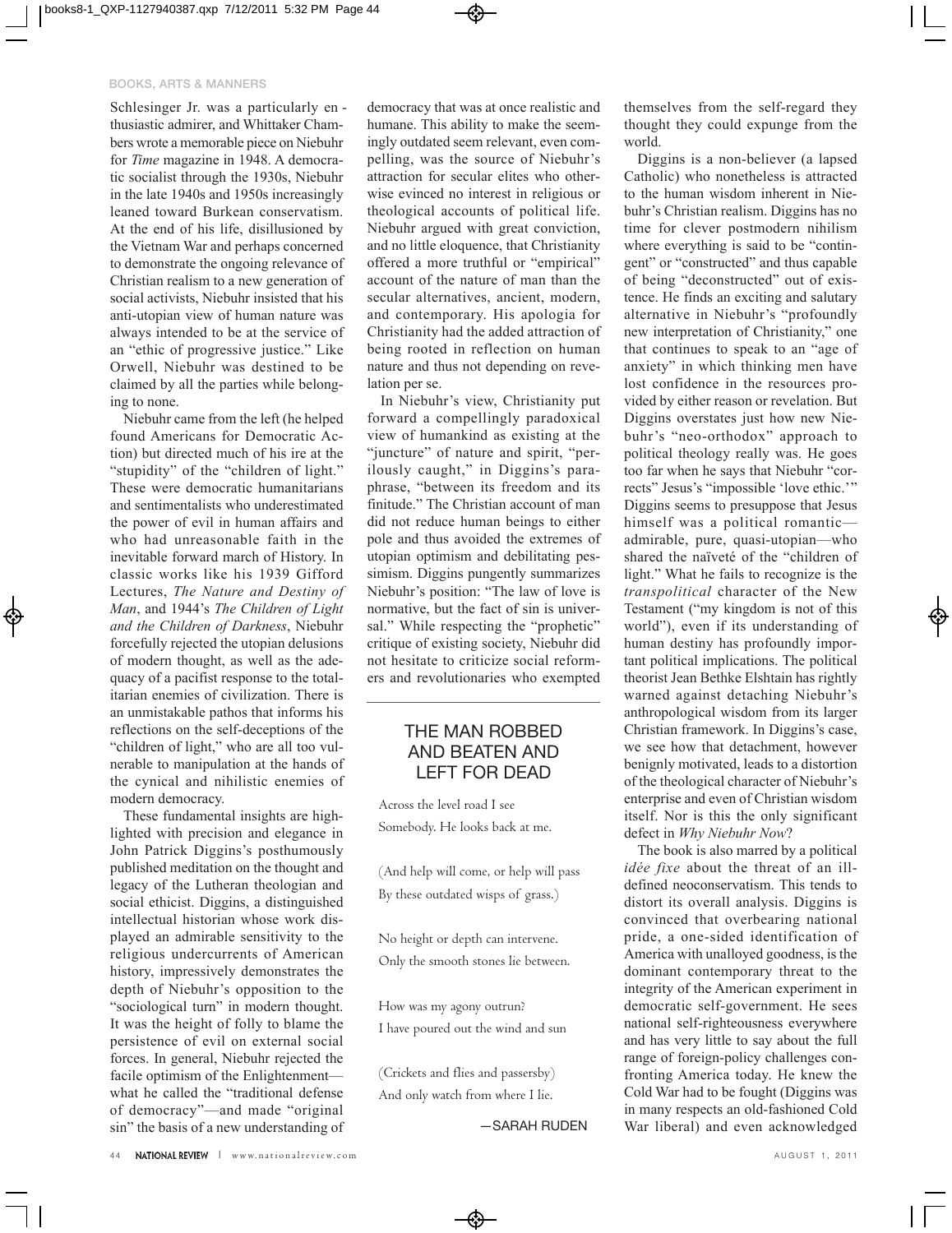Schlesinger Jr. was a particularly enthusiastic admirer, and Whittaker Chambers wrote a memorable piece on Niebuhr for *Time* magazine in 1948. A democratic socialist through the 1930s, Niebuhr in the late 1940s and 1950s increasingly leaned toward Burkean conservatism. At the end of his life, disillusioned by the Vietnam War and perhaps concerned to demonstrate the ongoing relevance of Christian realism to a new generation of social activists, Niebuhr insisted that his anti-utopian view of human nature was always intended to be at the service of an "ethic of progressive justice." Like Orwell, Niebuhr was destined to be claimed by all the parties while belonging to none.

Niebuhr came from the left (he helped found Americans for Democratic Action) but directed much of his ire at the "stupidity" of the "children of light." These were democratic humanitarians and sentimentalists who underestimated the power of evil in human affairs and who had unreasonable faith in the inevitable forward march of History. In classic works like his 1939 Gifford Lectures, *The Nature and Destiny of Man*, and 1944's *The Children of Light and the Children of Darkness*, Niebuhr forcefully rejected the utopian delusions of modern thought, as well as the adequacy of a pacifist response to the totalitarian enemies of civilization. There is an unmistakable pathos that informs his reflections on the self-deceptions of the "children of light," who are all too vulnerable to manipulation at the hands of the cynical and nihilistic enemies of modern democracy.

These fundamental insights are highlighted with precision and elegance in John Patrick Diggins's posthumously published meditation on the thought and legacy of the Lutheran theologian and social ethicist. Diggins, a distinguished intellectual historian whose work displayed an admirable sensitivity to the religious undercurrents of American history, impressively demonstrates the depth of Niebuhr's opposition to the "sociological turn" in modern thought. It was the height of folly to blame the persistence of evil on external social forces. In general, Niebuhr rejected the facile optimism of the Enlightenment—what he called the "traditional defense of democracy"—and made "original sin" the basis of a new understanding of democracy that was at once realistic and humane. This ability to make the seemingly outdated seem relevant, even compelling, was the source of Niebuhr's attraction for secular elites who otherwise evinced no interest in religious or theological accounts of political life. Niebuhr argued with great conviction, and no little eloquence, that Christianity offered a more truthful or "empirical" account of the nature of man than the secular alternatives, ancient, modern, and contemporary. His apologia for Christianity had the added attraction of being rooted in reflection on human nature and thus not depending on revelation per se.

In Niebuhr's view, Christianity put forward a compellingly paradoxical view of humankind as existing at the "juncture" of nature and spirit, "perilously caught," in Diggins's paraphrase, "between its freedom and its finitude." The Christian account of man did not reduce human beings to either pole and thus avoided the extremes of utopian optimism and debilitating pessimism. Diggins pungently summarizes Niebuhr's position: "The law of love is normative, but the fact of sin is universal." While respecting the "prophetic" critique of existing society, Niebuhr did not hesitate to criticize social reformers and revolutionaries who exempted themselves from the self-regard they thought they could expunge from the world.

Diggins is a non-believer (a lapsed Catholic) who nonetheless is attracted to the human wisdom inherent in Niebuhr's Christian realism. Diggins has no time for clever postmodern nihilism where everything is said to be "contingent" or "constructed" and thus capable of being "deconstructed" out of existence. He finds an exciting and salutary alternative in Niebuhr's "profoundly new interpretation of Christianity," one that continues to speak to an "age of anxiety" in which thinking men have lost confidence in the resources provided by either reason or revelation. But Diggins overstates just how new Niebuhr's "neo-orthodox" approach to political theology really was. He goes too far when he says that Niebuhr "corrects" Jesus's "impossible 'love ethic.'" Diggins seems to presuppose that Jesus himself was a political romantic—admirable, pure, quasi-utopian—who shared the naïveté of the "children of light." What he fails to recognize is the *transpolitical* character of the New Testament ("my kingdom is not of this world"), even if its understanding of human destiny has profoundly important political implications. The political theorist Jean Bethke Elshtain has rightly warned against detaching Niebuhr's anthropological wisdom from its larger Christian framework. In Diggins's case, we see how that detachment, however benignly motivated, leads to a distortion of the theological character of Niebuhr's enterprise and even of Christian wisdom itself. Nor is this the only significant defect in *Why Niebuhr Now*?

The book is also marred by a political *idée fixe* about the threat of an ill-defined neoconservatism. This tends to distort its overall analysis. Diggins is convinced that overbearing national pride, a one-sided identification of America with unalloyed goodness, is the dominant contemporary threat to the integrity of the American experiment in democratic self-government. He sees national self-righteousness everywhere and has very little to say about the full range of foreign-policy challenges confronting America today. He knew the Cold War had to be fought (Diggins was in many respects an old-fashioned Cold War liberal) and even acknowledged

## THE MAN ROBBED AND BEATEN AND LEFT FOR DEAD

Across the level road I see
Somebody. He looks back at me.

(And help will come, or help will pass
By these outdated wisps of grass.)

No height or depth can intervene.
Only the smooth stones lie between.

How was my agony outrun?
I have poured out the wind and sun

(Crickets and flies and passersby)
And only watch from where I lie.

—SARAH RUDEN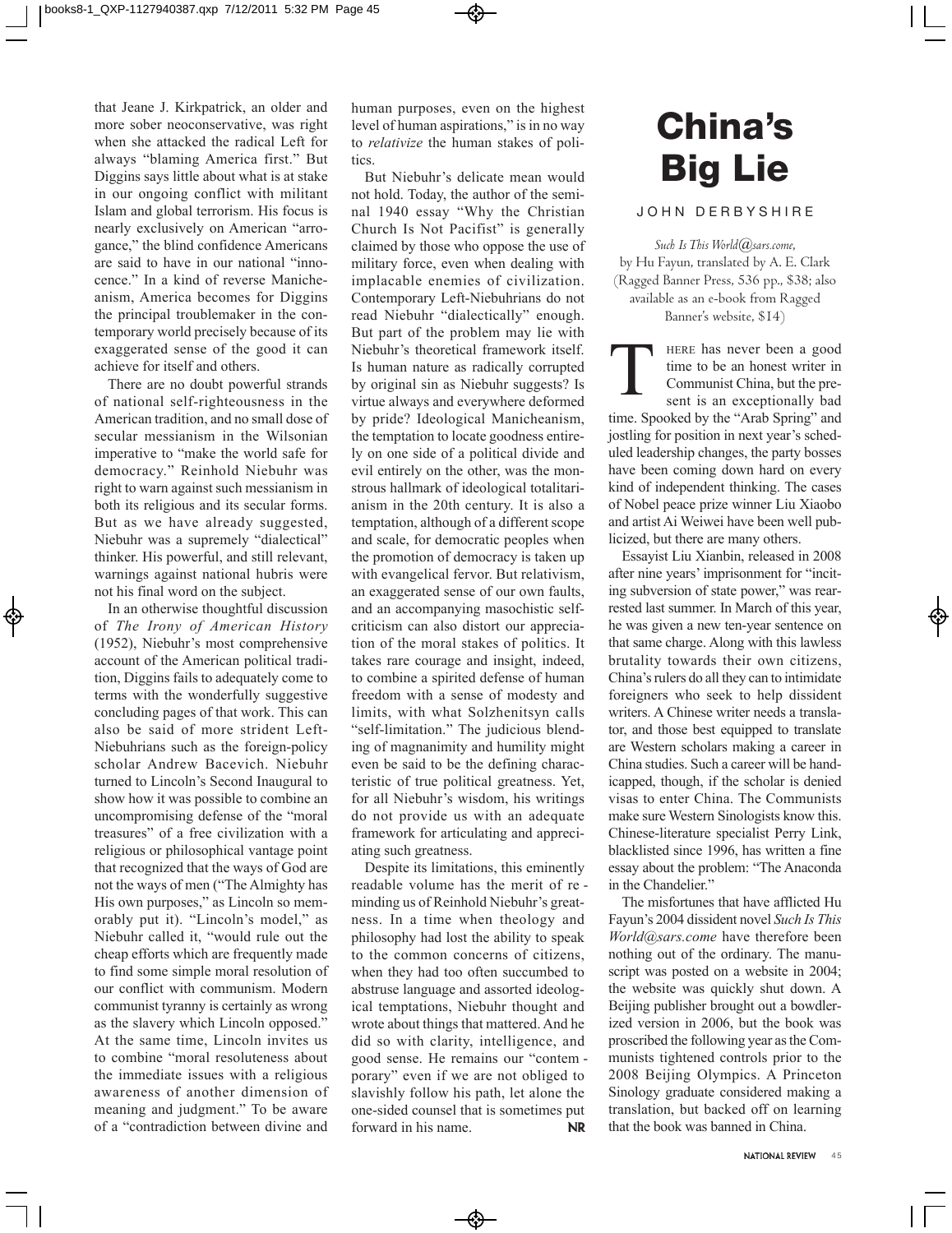that Jeane J. Kirkpatrick, an older and more sober neoconservative, was right when she attacked the radical Left for always "blaming America first." But Diggins says little about what is at stake in our ongoing conflict with militant Islam and global terrorism. His focus is nearly exclusively on American "arrogance," the blind confidence Americans are said to have in our national "innocence." In a kind of reverse Manicheanism, America becomes for Diggins the principal troublemaker in the contemporary world precisely because of its exaggerated sense of the good it can achieve for itself and others.

There are no doubt powerful strands of national self-righteousness in the American tradition, and no small dose of secular messianism in the Wilsonian imperative to "make the world safe for democracy." Reinhold Niebuhr was right to warn against such messianism in both its religious and its secular forms. But as we have already suggested, Niebuhr was a supremely "dialectical" thinker. His powerful, and still relevant, warnings against national hubris were not his final word on the subject.

In an otherwise thoughtful discussion of *The Irony of American History* (1952), Niebuhr's most comprehensive account of the American political tradition, Diggins fails to adequately come to terms with the wonderfully suggestive concluding pages of that work. This can also be said of more strident Left-Niebuhrians such as the foreign-policy scholar Andrew Bacevich. Niebuhr turned to Lincoln's Second Inaugural to show how it was possible to combine an uncompromising defense of the "moral treasures" of a free civilization with a religious or philosophical vantage point that recognized that the ways of God are not the ways of men ("The Almighty has His own purposes," as Lincoln so memorably put it). "Lincoln's model," as Niebuhr called it, "would rule out the cheap efforts which are frequently made to find some simple moral resolution of our conflict with communism. Modern communist tyranny is certainly as wrong as the slavery which Lincoln opposed." At the same time, Lincoln invites us to combine "moral resoluteness about the immediate issues with a religious awareness of another dimension of meaning and judgment." To be aware of a "contradiction between divine and human purposes, even on the highest level of human aspirations," is in no way to *relativize* the human stakes of politics.

But Niebuhr's delicate mean would not hold. Today, the author of the seminal 1940 essay "Why the Christian Church Is Not Pacifist" is generally claimed by those who oppose the use of military force, even when dealing with implacable enemies of civilization. Contemporary Left-Niebuhrians do not read Niebuhr "dialectically" enough. But part of the problem may lie with Niebuhr's theoretical framework itself. Is human nature as radically corrupted by original sin as Niebuhr suggests? Is virtue always and everywhere deformed by pride? Ideological Manicheanism, the temptation to locate goodness entirely on one side of a political divide and evil entirely on the other, was the monstrous hallmark of ideological totalitarianism in the 20th century. It is also a temptation, although of a different scope and scale, for democratic peoples when the promotion of democracy is taken up with evangelical fervor. But relativism, an exaggerated sense of our own faults, and an accompanying masochistic self-criticism can also distort our appreciation of the moral stakes of politics. It takes rare courage and insight, indeed, to combine a spirited defense of human freedom with a sense of modesty and limits, with what Solzhenitsyn calls "self-limitation." The judicious blending of magnanimity and humility might even be said to be the defining characteristic of true political greatness. Yet, for all Niebuhr's wisdom, his writings do not provide us with an adequate framework for articulating and appreciating such greatness.

Despite its limitations, this eminently readable volume has the merit of reminding us of Reinhold Niebuhr's greatness. In a time when theology and philosophy had lost the ability to speak to the common concerns of citizens, when they had too often succumbed to abstruse language and assorted ideological temptations, Niebuhr thought and wrote about things that mattered. And he did so with clarity, intelligence, and good sense. He remains our "contemporary" even if we are not obliged to slavishly follow his path, let alone the one-sided counsel that is sometimes put forward in his name. **NR**

# China's Big Lie

JOHN DERBYSHIRE

*Such Is This World@sars.come,* by Hu Fayun, translated by A. E. Clark (Ragged Banner Press, 536 pp., $38; also available as an e-book from Ragged Banner's website, $14)

THERE has never been a good time to be an honest writer in Communist China, but the present is an exceptionally bad time. Spooked by the "Arab Spring" and jostling for position in next year's scheduled leadership changes, the party bosses have been coming down hard on every kind of independent thinking. The cases of Nobel peace prize winner Liu Xiaobo and artist Ai Weiwei have been well publicized, but there are many others.

Essayist Liu Xianbin, released in 2008 after nine years' imprisonment for "inciting subversion of state power," was rearrested last summer. In March of this year, he was given a new ten-year sentence on that same charge. Along with this lawless brutality towards their own citizens, China's rulers do all they can to intimidate foreigners who seek to help dissident writers. A Chinese writer needs a translator, and those best equipped to translate are Western scholars making a career in China studies. Such a career will be handicapped, though, if the scholar is denied visas to enter China. The Communists make sure Western Sinologists know this. Chinese-literature specialist Perry Link, blacklisted since 1996, has written a fine essay about the problem: "The Anaconda in the Chandelier."

The misfortunes that have afflicted Hu Fayun's 2004 dissident novel *Such Is This World@sars.come* have therefore been nothing out of the ordinary. The manuscript was posted on a website in 2004; the website was quickly shut down. A Beijing publisher brought out a bowdlerized version in 2006, but the book was proscribed the following year as the Communists tightened controls prior to the 2008 Beijing Olympics. A Princeton Sinology graduate considered making a translation, but backed off on learning that the book was banned in China.